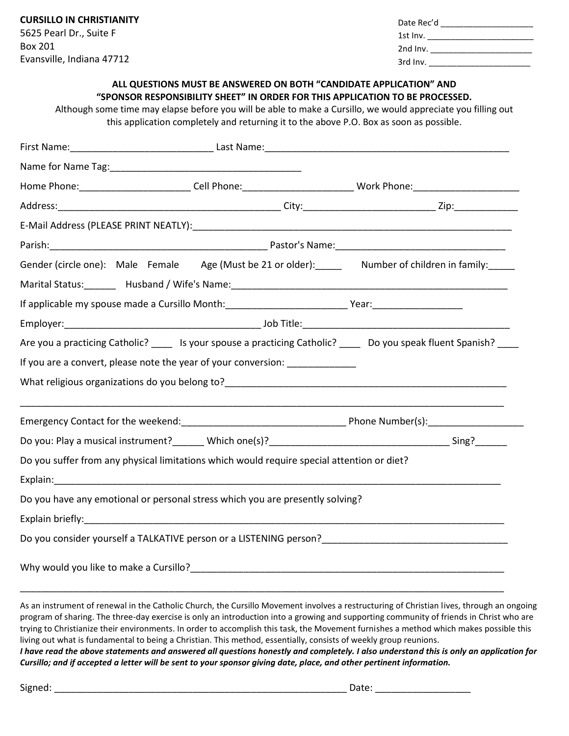**CURSILLO IN CHRISTIANITY**
5625 Pearl Dr., Suite F
Box 201
Evansville, Indiana 47712

Date Rec'd ___________________
1st Inv. ______________________
2nd Inv. _____________________
3rd Inv. _____________________

**ALL QUESTIONS MUST BE ANSWERED ON BOTH "CANDIDATE APPLICATION" AND "SPONSOR RESPONSIBILITY SHEET" IN ORDER FOR THIS APPLICATION TO BE PROCESSED.**

Although some time may elapse before you will be able to make a Cursillo, we would appreciate you filling out this application completely and returning it to the above P.O. Box as soon as possible.

First Name:___________________________ Last Name:______________________________________________

Name for Name Tag:____________________________________

Home Phone:____________________ Cell Phone:____________________ Work Phone:____________________

Address:_________________________________________ City:________________________ Zip:____________

E-Mail Address (PLEASE PRINT NEATLY):_____________________________________________________________

Parish:________________________________________ Pastor's Name:________________________________

Gender (circle one): Male Female Age (Must be 21 or older):_____ Number of children in family:_____

Marital Status:______ Husband / Wife's Name:____________________________________________________

If applicable my spouse made a Cursillo Month:_______________________ Year:________________

Employer:_____________________________________ Job Title:_______________________________________

Are you a practicing Catholic? ____ Is your spouse a practicing Catholic? ____ Do you speak fluent Spanish? ____

If you are a convert, please note the year of your conversion: ____________

What religious organizations do you belong to?___________________________________________________

_______________________________________________________________________________________________

Emergency Contact for the weekend:______________________________ Phone Number(s):__________________

Do you: Play a musical instrument?______ Which one(s)?_________________________________ Sing?______

Do you suffer from any physical limitations which would require special attention or diet?

Explain:_______________________________________________________________________________________

Do you have any emotional or personal stress which you are presently solving?

Explain briefly:_________________________________________________________________________________

Do you consider yourself a TALKATIVE person or a LISTENING person?_____________________________________

Why would you like to make a Cursillo?___________________________________________________________

_______________________________________________________________________________________________

As an instrument of renewal in the Catholic Church, the Cursillo Movement involves a restructuring of Christian lives, through an ongoing program of sharing. The three-day exercise is only an introduction into a growing and supporting community of friends in Christ who are trying to Christianize their environments. In order to accomplish this task, the Movement furnishes a method which makes possible this living out what is fundamental to being a Christian. This method, essentially, consists of weekly group reunions.

***I have read the above statements and answered all questions honestly and completely. I also understand this is only an application for Cursillo; and if accepted a letter will be sent to your sponsor giving date, place, and other pertinent information.***

Signed: _______________________________________________________ Date: _________________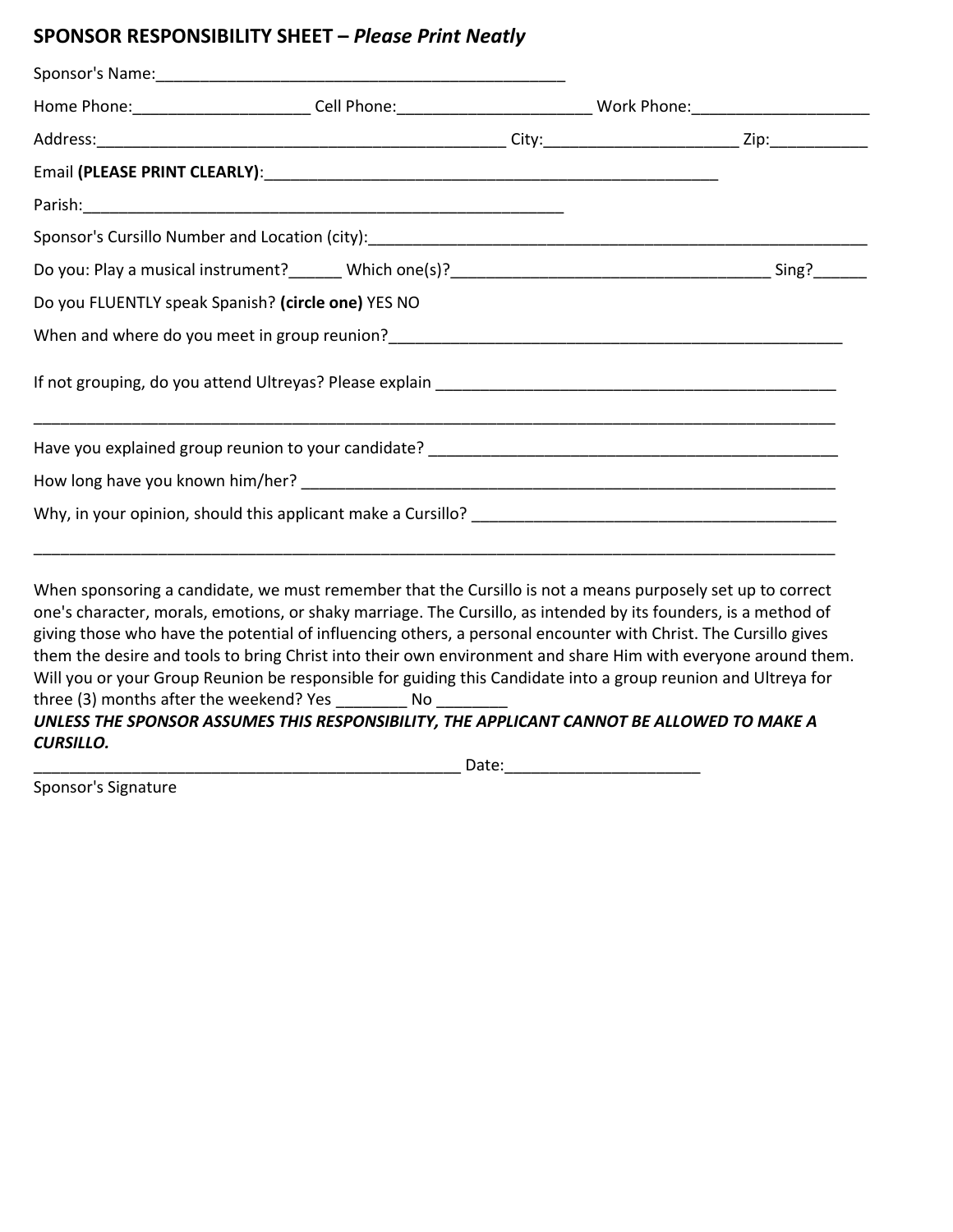## SPONSOR RESPONSIBILITY SHEET – *Please Print Neatly*

Sponsor's Name:_______________________________________________

Home Phone:___________________ Cell Phone:_____________________ Work Phone:___________________

Address:______________________________________________ City:_____________________ Zip:___________

Email **(PLEASE PRINT CLEARLY)**:_____________________________________________________

Parish:________________________________________________________

Sponsor's Cursillo Number and Location (city):________________________________________________________

Do you: Play a musical instrument?______ Which one(s)?____________________________________ Sing?______

Do you FLUENTLY speak Spanish? **(circle one)** YES NO

When and where do you meet in group reunion?____________________________________________________

If not grouping, do you attend Ultreyas? Please explain ______________________________________________

_____________________________________________________________________________________________

Have you explained group reunion to your candidate? _______________________________________________

How long have you known him/her? ______________________________________________________________

Why, in your opinion, should this applicant make a Cursillo? _________________________________________

_____________________________________________________________________________________________

When sponsoring a candidate, we must remember that the Cursillo is not a means purposely set up to correct one's character, morals, emotions, or shaky marriage. The Cursillo, as intended by its founders, is a method of giving those who have the potential of influencing others, a personal encounter with Christ. The Cursillo gives them the desire and tools to bring Christ into their own environment and share Him with everyone around them. Will you or your Group Reunion be responsible for guiding this Candidate into a group reunion and Ultreya for three (3) months after the weekend? Yes ________ No ________

***UNLESS THE SPONSOR ASSUMES THIS RESPONSIBILITY, THE APPLICANT CANNOT BE ALLOWED TO MAKE A CURSILLO.***

_________________________________________________ Date:______________________

Sponsor's Signature